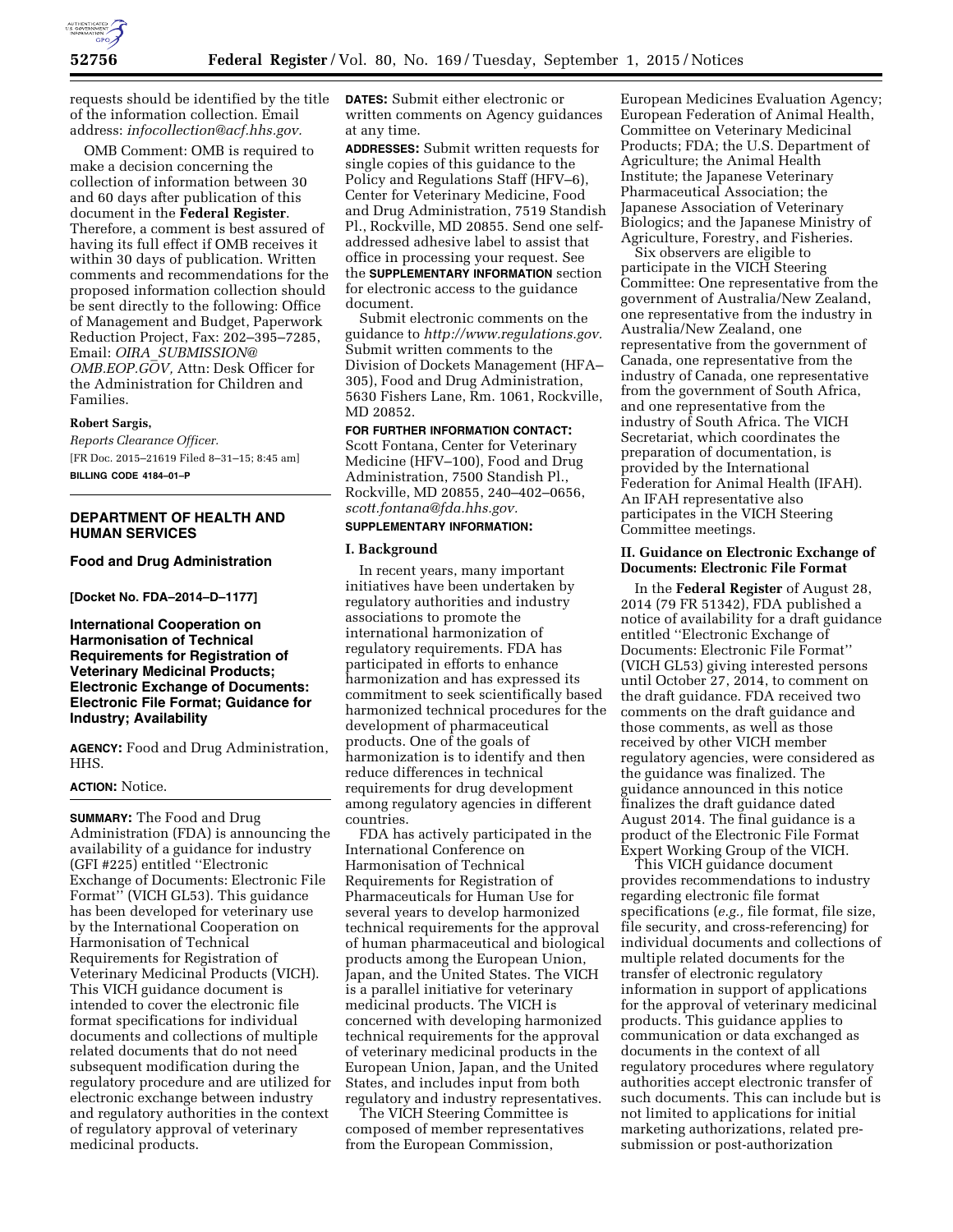requests should be identified by the title of the information collection. Email address: *infocollection@acf.hhs.gov.*

OMB Comment: OMB is required to make a decision concerning the collection of information between 30 and 60 days after publication of this document in the **Federal Register**. Therefore, a comment is best assured of having its full effect if OMB receives it within 30 days of publication. Written comments and recommendations for the proposed information collection should be sent directly to the following: Office of Management and Budget, Paperwork Reduction Project, Fax: 202–395–7285, Email: *OIRA_SUBMISSION@OMB.EOP.GOV,* Attn: Desk Officer for the Administration for Children and Families.

**Robert Sargis,**

*Reports Clearance Officer.*

[FR Doc. 2015–21619 Filed 8–31–15; 8:45 am]

**BILLING CODE 4184–01–P**

---

## DEPARTMENT OF HEALTH AND HUMAN SERVICES

### Food and Drug Administration

**[Docket No. FDA–2014–D–1177]**

### International Cooperation on Harmonisation of Technical Requirements for Registration of Veterinary Medicinal Products; Electronic Exchange of Documents: Electronic File Format; Guidance for Industry; Availability

**AGENCY:** Food and Drug Administration, HHS.

**ACTION:** Notice.

**SUMMARY:** The Food and Drug Administration (FDA) is announcing the availability of a guidance for industry (GFI #225) entitled ''Electronic Exchange of Documents: Electronic File Format'' (VICH GL53). This guidance has been developed for veterinary use by the International Cooperation on Harmonisation of Technical Requirements for Registration of Veterinary Medicinal Products (VICH). This VICH guidance document is intended to cover the electronic file format specifications for individual documents and collections of multiple related documents that do not need subsequent modification during the regulatory procedure and are utilized for electronic exchange between industry and regulatory authorities in the context of regulatory approval of veterinary medicinal products.

**DATES:** Submit either electronic or written comments on Agency guidances at any time.

**ADDRESSES:** Submit written requests for single copies of this guidance to the Policy and Regulations Staff (HFV–6), Center for Veterinary Medicine, Food and Drug Administration, 7519 Standish Pl., Rockville, MD 20855. Send one self-addressed adhesive label to assist that office in processing your request. See the **SUPPLEMENTARY INFORMATION** section for electronic access to the guidance document.

Submit electronic comments on the guidance to *http://www.regulations.gov.* Submit written comments to the Division of Dockets Management (HFA–305), Food and Drug Administration, 5630 Fishers Lane, Rm. 1061, Rockville, MD 20852.

**FOR FURTHER INFORMATION CONTACT:** Scott Fontana, Center for Veterinary Medicine (HFV–100), Food and Drug Administration, 7500 Standish Pl., Rockville, MD 20855, 240–402–0656, *scott.fontana@fda.hhs.gov.*

**SUPPLEMENTARY INFORMATION:**

#### I. Background

In recent years, many important initiatives have been undertaken by regulatory authorities and industry associations to promote the international harmonization of regulatory requirements. FDA has participated in efforts to enhance harmonization and has expressed its commitment to seek scientifically based harmonized technical procedures for the development of pharmaceutical products. One of the goals of harmonization is to identify and then reduce differences in technical requirements for drug development among regulatory agencies in different countries.

FDA has actively participated in the International Conference on Harmonisation of Technical Requirements for Registration of Pharmaceuticals for Human Use for several years to develop harmonized technical requirements for the approval of human pharmaceutical and biological products among the European Union, Japan, and the United States. The VICH is a parallel initiative for veterinary medicinal products. The VICH is concerned with developing harmonized technical requirements for the approval of veterinary medicinal products in the European Union, Japan, and the United States, and includes input from both regulatory and industry representatives.

The VICH Steering Committee is composed of member representatives from the European Commission, European Medicines Evaluation Agency; European Federation of Animal Health, Committee on Veterinary Medicinal Products; FDA; the U.S. Department of Agriculture; the Animal Health Institute; the Japanese Veterinary Pharmaceutical Association; the Japanese Association of Veterinary Biologics; and the Japanese Ministry of Agriculture, Forestry, and Fisheries.

Six observers are eligible to participate in the VICH Steering Committee: One representative from the government of Australia/New Zealand, one representative from the industry in Australia/New Zealand, one representative from the government of Canada, one representative from the industry of Canada, one representative from the government of South Africa, and one representative from the industry of South Africa. The VICH Secretariat, which coordinates the preparation of documentation, is provided by the International Federation for Animal Health (IFAH). An IFAH representative also participates in the VICH Steering Committee meetings.

#### II. Guidance on Electronic Exchange of Documents: Electronic File Format

In the **Federal Register** of August 28, 2014 (79 FR 51342), FDA published a notice of availability for a draft guidance entitled ''Electronic Exchange of Documents: Electronic File Format'' (VICH GL53) giving interested persons until October 27, 2014, to comment on the draft guidance. FDA received two comments on the draft guidance and those comments, as well as those received by other VICH member regulatory agencies, were considered as the guidance was finalized. The guidance announced in this notice finalizes the draft guidance dated August 2014. The final guidance is a product of the Electronic File Format Expert Working Group of the VICH.

This VICH guidance document provides recommendations to industry regarding electronic file format specifications (*e.g.,* file format, file size, file security, and cross-referencing) for individual documents and collections of multiple related documents for the transfer of electronic regulatory information in support of applications for the approval of veterinary medicinal products. This guidance applies to communication or data exchanged as documents in the context of all regulatory procedures where regulatory authorities accept electronic transfer of such documents. This can include but is not limited to applications for initial marketing authorizations, related pre-submission or post-authorization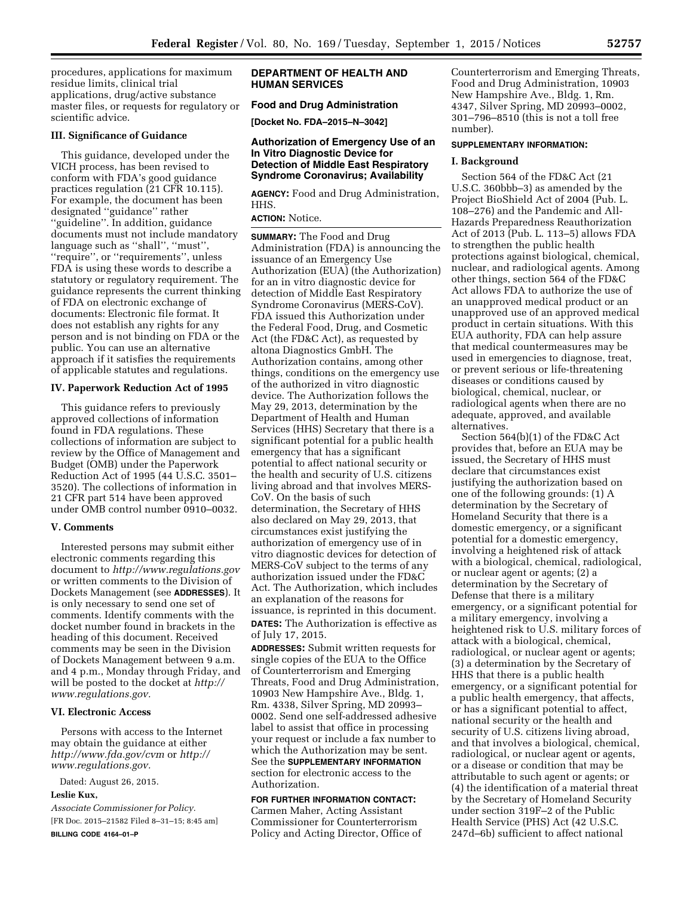procedures, applications for maximum residue limits, clinical trial applications, drug/active substance master files, or requests for regulatory or scientific advice.

### III. Significance of Guidance

This guidance, developed under the VICH process, has been revised to conform with FDA's good guidance practices regulation (21 CFR 10.115). For example, the document has been designated "guidance" rather "guideline". In addition, guidance documents must not include mandatory language such as "shall", "must", "require", or "requirements", unless FDA is using these words to describe a statutory or regulatory requirement. The guidance represents the current thinking of FDA on electronic exchange of documents: Electronic file format. It does not establish any rights for any person and is not binding on FDA or the public. You can use an alternative approach if it satisfies the requirements of applicable statutes and regulations.

### IV. Paperwork Reduction Act of 1995

This guidance refers to previously approved collections of information found in FDA regulations. These collections of information are subject to review by the Office of Management and Budget (OMB) under the Paperwork Reduction Act of 1995 (44 U.S.C. 3501–3520). The collections of information in 21 CFR part 514 have been approved under OMB control number 0910–0032.

### V. Comments

Interested persons may submit either electronic comments regarding this document to *http://www.regulations.gov* or written comments to the Division of Dockets Management (see **ADDRESSES**). It is only necessary to send one set of comments. Identify comments with the docket number found in brackets in the heading of this document. Received comments may be seen in the Division of Dockets Management between 9 a.m. and 4 p.m., Monday through Friday, and will be posted to the docket at *http://www.regulations.gov.*

### VI. Electronic Access

Persons with access to the Internet may obtain the guidance at either *http://www.fda.gov/cvm* or *http://www.regulations.gov.*

Dated: August 26, 2015.

**Leslie Kux,**

*Associate Commissioner for Policy.*

[FR Doc. 2015–21582 Filed 8–31–15; 8:45 am]

**BILLING CODE 4164–01–P**

## DEPARTMENT OF HEALTH AND HUMAN SERVICES

### Food and Drug Administration

**[Docket No. FDA–2015–N–3042]**

### Authorization of Emergency Use of an In Vitro Diagnostic Device for Detection of Middle East Respiratory Syndrome Coronavirus; Availability

**AGENCY:** Food and Drug Administration, HHS.

**ACTION:** Notice.

**SUMMARY:** The Food and Drug Administration (FDA) is announcing the issuance of an Emergency Use Authorization (EUA) (the Authorization) for an in vitro diagnostic device for detection of Middle East Respiratory Syndrome Coronavirus (MERS-CoV). FDA issued this Authorization under the Federal Food, Drug, and Cosmetic Act (the FD&C Act), as requested by altona Diagnostics GmbH. The Authorization contains, among other things, conditions on the emergency use of the authorized in vitro diagnostic device. The Authorization follows the May 29, 2013, determination by the Department of Health and Human Services (HHS) Secretary that there is a significant potential for a public health emergency that has a significant potential to affect national security or the health and security of U.S. citizens living abroad and that involves MERS-CoV. On the basis of such determination, the Secretary of HHS also declared on May 29, 2013, that circumstances exist justifying the authorization of emergency use of in vitro diagnostic devices for detection of MERS-CoV subject to the terms of any authorization issued under the FD&C Act. The Authorization, which includes an explanation of the reasons for issuance, is reprinted in this document.

**DATES:** The Authorization is effective as of July 17, 2015.

**ADDRESSES:** Submit written requests for single copies of the EUA to the Office of Counterterrorism and Emerging Threats, Food and Drug Administration, 10903 New Hampshire Ave., Bldg. 1, Rm. 4338, Silver Spring, MD 20993–0002. Send one self-addressed adhesive label to assist that office in processing your request or include a fax number to which the Authorization may be sent. See the **SUPPLEMENTARY INFORMATION** section for electronic access to the Authorization.

**FOR FURTHER INFORMATION CONTACT:** Carmen Maher, Acting Assistant Commissioner for Counterterrorism Policy and Acting Director, Office of Counterterrorism and Emerging Threats, Food and Drug Administration, 10903 New Hampshire Ave., Bldg. 1, Rm. 4347, Silver Spring, MD 20993–0002, 301–796–8510 (this is not a toll free number).

**SUPPLEMENTARY INFORMATION:**

### I. Background

Section 564 of the FD&C Act (21 U.S.C. 360bbb–3) as amended by the Project BioShield Act of 2004 (Pub. L. 108–276) and the Pandemic and All-Hazards Preparedness Reauthorization Act of 2013 (Pub. L. 113–5) allows FDA to strengthen the public health protections against biological, chemical, nuclear, and radiological agents. Among other things, section 564 of the FD&C Act allows FDA to authorize the use of an unapproved medical product or an unapproved use of an approved medical product in certain situations. With this EUA authority, FDA can help assure that medical countermeasures may be used in emergencies to diagnose, treat, or prevent serious or life-threatening diseases or conditions caused by biological, chemical, nuclear, or radiological agents when there are no adequate, approved, and available alternatives.

Section 564(b)(1) of the FD&C Act provides that, before an EUA may be issued, the Secretary of HHS must declare that circumstances exist justifying the authorization based on one of the following grounds: (1) A determination by the Secretary of Homeland Security that there is a domestic emergency, or a significant potential for a domestic emergency, involving a heightened risk of attack with a biological, chemical, radiological, or nuclear agent or agents; (2) a determination by the Secretary of Defense that there is a military emergency, or a significant potential for a military emergency, involving a heightened risk to U.S. military forces of attack with a biological, chemical, radiological, or nuclear agent or agents; (3) a determination by the Secretary of HHS that there is a public health emergency, or a significant potential for a public health emergency, that affects, or has a significant potential to affect, national security or the health and security of U.S. citizens living abroad, and that involves a biological, chemical, radiological, or nuclear agent or agents, or a disease or condition that may be attributable to such agent or agents; or (4) the identification of a material threat by the Secretary of Homeland Security under section 319F–2 of the Public Health Service (PHS) Act (42 U.S.C. 247d–6b) sufficient to affect national